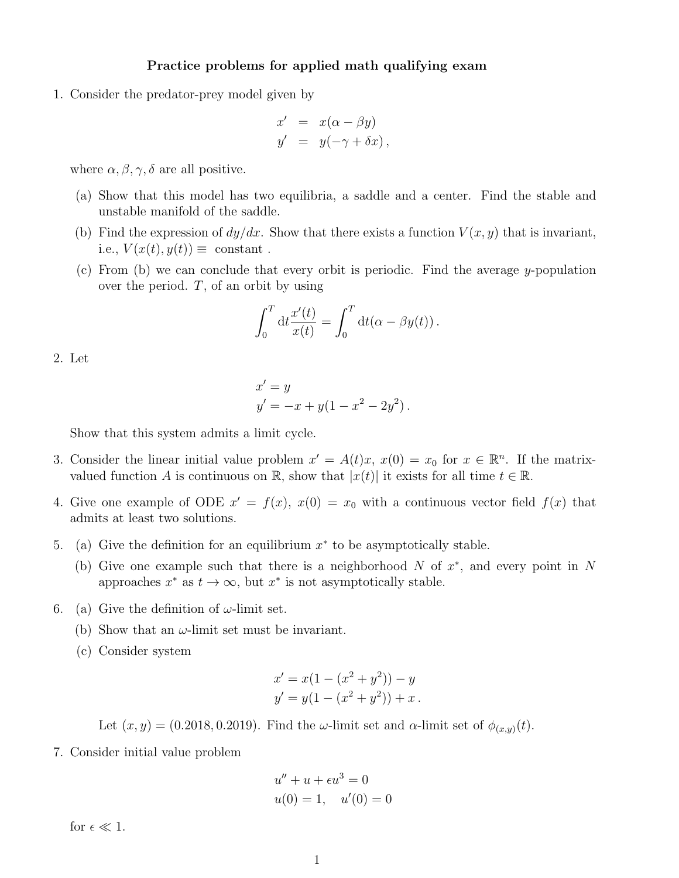**Practice problems for applied math qualifying exam**

1. Consider the predator-prey model given by

$$\begin{aligned} x' &= x(\alpha - \beta y) \\ y' &= y(-\gamma + \delta x)\,, \end{aligned}$$

where $\alpha, \beta, \gamma, \delta$ are all positive.

   (a) Show that this model has two equilibria, a saddle and a center. Find the stable and unstable manifold of the saddle.

   (b) Find the expression of $dy/dx$. Show that there exists a function $V(x, y)$ that is invariant, i.e., $V(x(t), y(t)) \equiv$ constant .

   (c) From (b) we can conclude that every orbit is periodic. Find the average $y$-population over the period. $T$, of an orbit by using

$$\int_0^T \mathrm{d}t \frac{x'(t)}{x(t)} = \int_0^T \mathrm{d}t(\alpha - \beta y(t))\,.$$

2. Let

$$\begin{aligned} x' &= y \\ y' &= -x + y(1 - x^2 - 2y^2)\,. \end{aligned}$$

Show that this system admits a limit cycle.

3. Consider the linear initial value problem $x' = A(t)x$, $x(0) = x_0$ for $x \in \mathbb{R}^n$. If the matrix-valued function $A$ is continuous on $\mathbb{R}$, show that $|x(t)|$ it exists for all time $t \in \mathbb{R}$.

4. Give one example of ODE $x' = f(x)$, $x(0) = x_0$ with a continuous vector field $f(x)$ that admits at least two solutions.

5. (a) Give the definition for an equilibrium $x^*$ to be asymptotically stable.

   (b) Give one example such that there is a neighborhood $N$ of $x^*$, and every point in $N$ approaches $x^*$ as $t \to \infty$, but $x^*$ is not asymptotically stable.

6. (a) Give the definition of $\omega$-limit set.

   (b) Show that an $\omega$-limit set must be invariant.

   (c) Consider system

$$\begin{aligned} x' &= x(1 - (x^2 + y^2)) - y \\ y' &= y(1 - (x^2 + y^2)) + x\,. \end{aligned}$$

   Let $(x, y) = (0.2018, 0.2019)$. Find the $\omega$-limit set and $\alpha$-limit set of $\phi_{(x,y)}(t)$.

7. Consider initial value problem

$$\begin{aligned} u'' + u + \epsilon u^3 = 0 \\ u(0) = 1, \quad u'(0) = 0 \end{aligned}$$

for $\epsilon \ll 1$.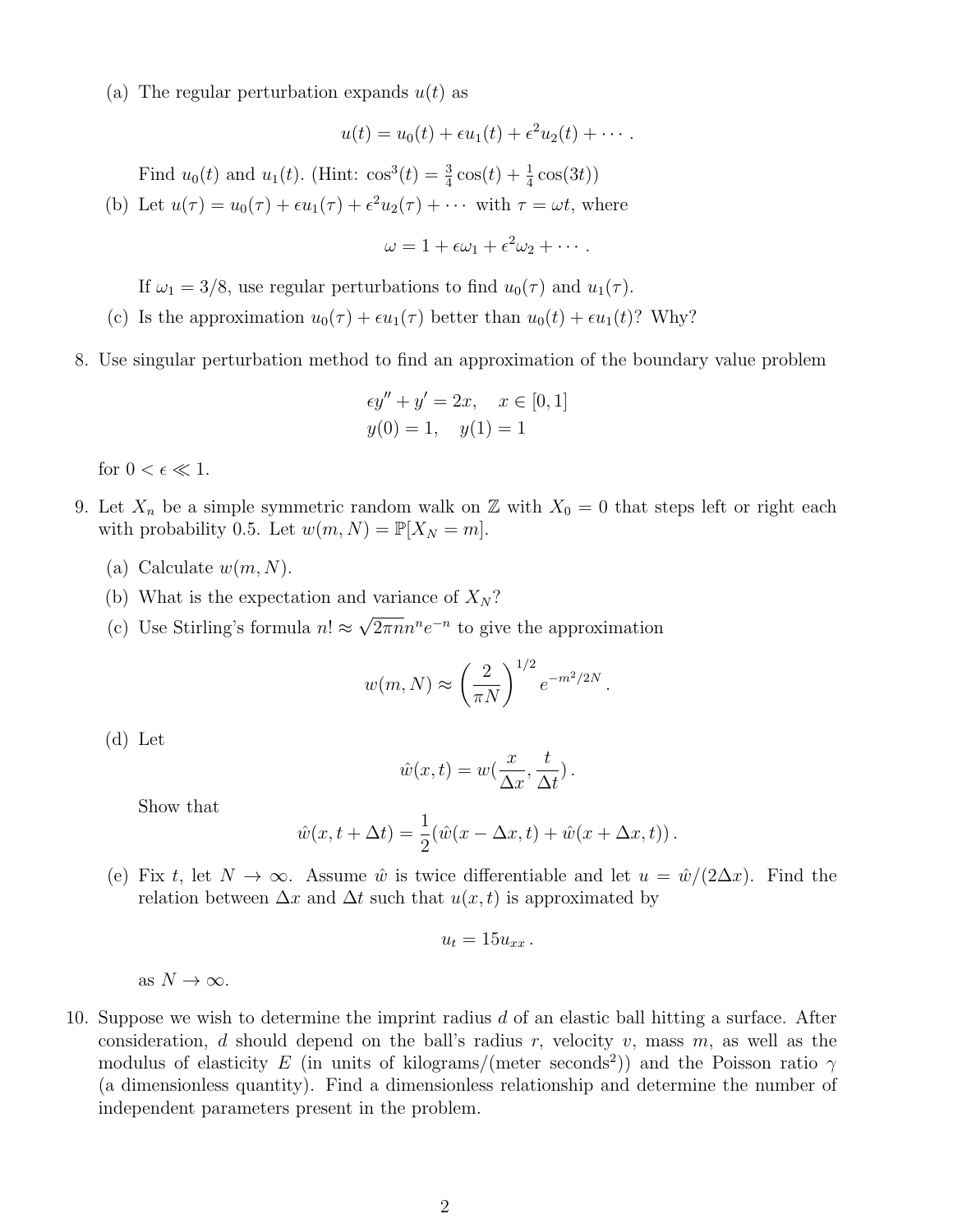(a) The regular perturbation expands $u(t)$ as

$$u(t) = u_0(t) + \epsilon u_1(t) + \epsilon^2 u_2(t) + \cdots .$$

Find $u_0(t)$ and $u_1(t)$. (Hint: $\cos^3(t) = \frac{3}{4}\cos(t) + \frac{1}{4}\cos(3t)$)

(b) Let $u(\tau) = u_0(\tau) + \epsilon u_1(\tau) + \epsilon^2 u_2(\tau) + \cdots$ with $\tau = \omega t$, where

$$\omega = 1 + \epsilon\omega_1 + \epsilon^2\omega_2 + \cdots .$$

If $\omega_1 = 3/8$, use regular perturbations to find $u_0(\tau)$ and $u_1(\tau)$.

(c) Is the approximation $u_0(\tau) + \epsilon u_1(\tau)$ better than $u_0(t) + \epsilon u_1(t)$? Why?

8. Use singular perturbation method to find an approximation of the boundary value problem

$$\epsilon y'' + y' = 2x, \quad x \in [0, 1]$$
$$y(0) = 1, \quad y(1) = 1$$

for $0 < \epsilon \ll 1$.

9. Let $X_n$ be a simple symmetric random walk on $\mathbb{Z}$ with $X_0 = 0$ that steps left or right each with probability 0.5. Let $w(m, N) = \mathbb{P}[X_N = m]$.

   (a) Calculate $w(m, N)$.

   (b) What is the expectation and variance of $X_N$?

   (c) Use Stirling's formula $n! \approx \sqrt{2\pi n}n^n e^{-n}$ to give the approximation

$$w(m, N) \approx \left(\frac{2}{\pi N}\right)^{1/2} e^{-m^2/2N} .$$

   (d) Let

$$\hat{w}(x, t) = w\left(\frac{x}{\Delta x}, \frac{t}{\Delta t}\right) .$$

   Show that

$$\hat{w}(x, t + \Delta t) = \frac{1}{2}(\hat{w}(x - \Delta x, t) + \hat{w}(x + \Delta x, t)) .$$

   (e) Fix $t$, let $N \to \infty$. Assume $\hat{w}$ is twice differentiable and let $u = \hat{w}/(2\Delta x)$. Find the relation between $\Delta x$ and $\Delta t$ such that $u(x, t)$ is approximated by

$$u_t = 15u_{xx} .$$

   as $N \to \infty$.

10. Suppose we wish to determine the imprint radius $d$ of an elastic ball hitting a surface. After consideration, $d$ should depend on the ball's radius $r$, velocity $v$, mass $m$, as well as the modulus of elasticity $E$ (in units of kilograms/(meter seconds$^2$)) and the Poisson ratio $\gamma$ (a dimensionless quantity). Find a dimensionless relationship and determine the number of independent parameters present in the problem.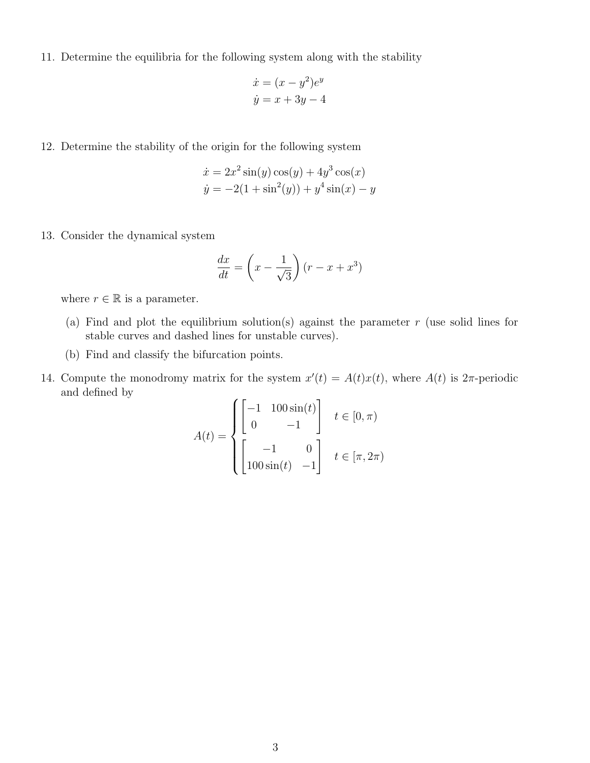11. Determine the equilibria for the following system along with the stability

$$\dot{x} = (x - y^2)e^y$$
$$\dot{y} = x + 3y - 4$$

12. Determine the stability of the origin for the following system

$$\dot{x} = 2x^2 \sin(y)\cos(y) + 4y^3 \cos(x)$$
$$\dot{y} = -2(1 + \sin^2(y)) + y^4 \sin(x) - y$$

13. Consider the dynamical system

$$\frac{dx}{dt} = \left(x - \frac{1}{\sqrt{3}}\right)(r - x + x^3)$$

where $r \in \mathbb{R}$ is a parameter.

   (a) Find and plot the equilibrium solution(s) against the parameter $r$ (use solid lines for stable curves and dashed lines for unstable curves).

   (b) Find and classify the bifurcation points.

14. Compute the monodromy matrix for the system $x'(t) = A(t)x(t)$, where $A(t)$ is $2\pi$-periodic and defined by

$$A(t) = \begin{cases} \begin{bmatrix} -1 & 100\sin(t) \\ 0 & -1 \end{bmatrix} & t \in [0, \pi) \\ \begin{bmatrix} -1 & 0 \\ 100\sin(t) & -1 \end{bmatrix} & t \in [\pi, 2\pi) \end{cases}$$